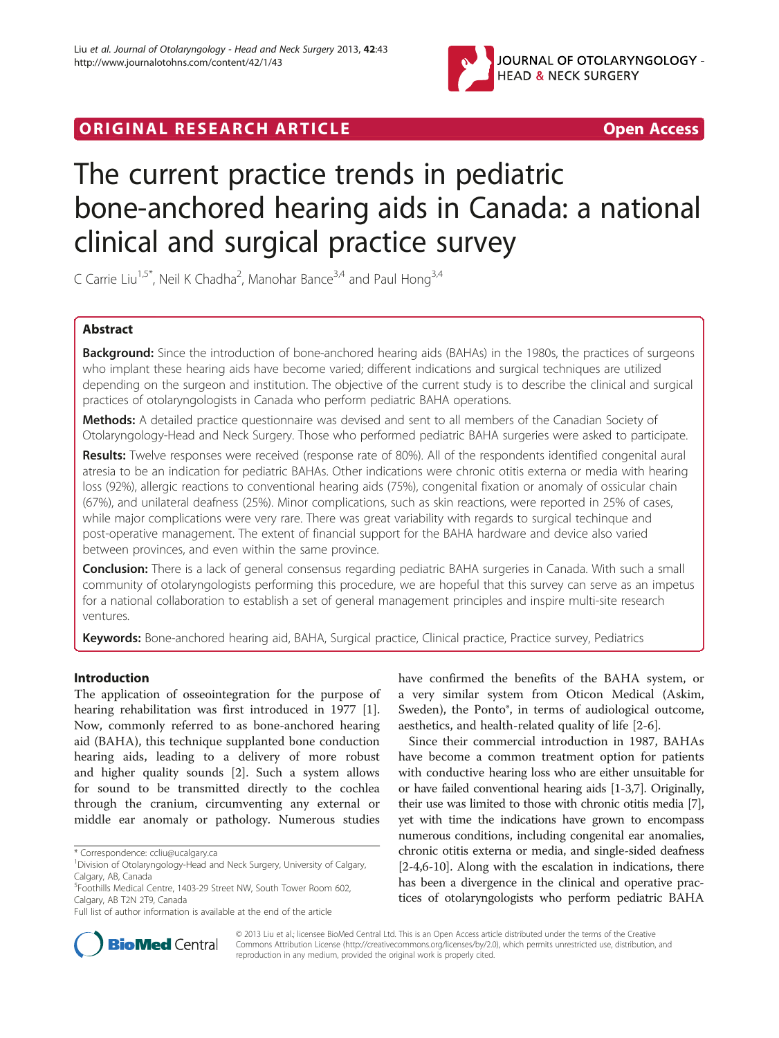ORIGINAL RESEARCH ARTICLE

Open Access

# The current practice trends in pediatric bone-anchored hearing aids in Canada: a national clinical and surgical practice survey

C Carrie Liu[1,5*], Neil K Chadha[2], Manohar Bance[3,4] and Paul Hong[3,4]

## Abstract

**Background:** Since the introduction of bone-anchored hearing aids (BAHAs) in the 1980s, the practices of surgeons who implant these hearing aids have become varied; different indications and surgical techniques are utilized depending on the surgeon and institution. The objective of the current study is to describe the clinical and surgical practices of otolaryngologists in Canada who perform pediatric BAHA operations.

**Methods:** A detailed practice questionnaire was devised and sent to all members of the Canadian Society of Otolaryngology-Head and Neck Surgery. Those who performed pediatric BAHA surgeries were asked to participate.

**Results:** Twelve responses were received (response rate of 80%). All of the respondents identified congenital aural atresia to be an indication for pediatric BAHAs. Other indications were chronic otitis externa or media with hearing loss (92%), allergic reactions to conventional hearing aids (75%), congenital fixation or anomaly of ossicular chain (67%), and unilateral deafness (25%). Minor complications, such as skin reactions, were reported in 25% of cases, while major complications were very rare. There was great variability with regards to surgical techinque and post-operative management. The extent of financial support for the BAHA hardware and device also varied between provinces, and even within the same province.

**Conclusion:** There is a lack of general consensus regarding pediatric BAHA surgeries in Canada. With such a small community of otolaryngologists performing this procedure, we are hopeful that this survey can serve as an impetus for a national collaboration to establish a set of general management principles and inspire multi-site research ventures.

**Keywords:** Bone-anchored hearing aid, BAHA, Surgical practice, Clinical practice, Practice survey, Pediatrics

## Introduction

The application of osseointegration for the purpose of hearing rehabilitation was first introduced in 1977 [1]. Now, commonly referred to as bone-anchored hearing aid (BAHA), this technique supplanted bone conduction hearing aids, leading to a delivery of more robust and higher quality sounds [2]. Such a system allows for sound to be transmitted directly to the cochlea through the cranium, circumventing any external or middle ear anomaly or pathology. Numerous studies have confirmed the benefits of the BAHA system, or a very similar system from Oticon Medical (Askim, Sweden), the Ponto®, in terms of audiological outcome, aesthetics, and health-related quality of life [2-6].

Since their commercial introduction in 1987, BAHAs have become a common treatment option for patients with conductive hearing loss who are either unsuitable for or have failed conventional hearing aids [1-3,7]. Originally, their use was limited to those with chronic otitis media [7], yet with time the indications have grown to encompass numerous conditions, including congenital ear anomalies, chronic otitis externa or media, and single-sided deafness [2-4,6-10]. Along with the escalation in indications, there has been a divergence in the clinical and operative practices of otolaryngologists who perform pediatric BAHA

\* Correspondence: ccliu@ucalgary.ca

[1]Division of Otolaryngology-Head and Neck Surgery, University of Calgary, Calgary, AB, Canada

[5]Foothills Medical Centre, 1403-29 Street NW, South Tower Room 602, Calgary, AB T2N 2T9, Canada

Full list of author information is available at the end of the article

© 2013 Liu et al.; licensee BioMed Central Ltd. This is an Open Access article distributed under the terms of the Creative Commons Attribution License (http://creativecommons.org/licenses/by/2.0), which permits unrestricted use, distribution, and reproduction in any medium, provided the original work is properly cited.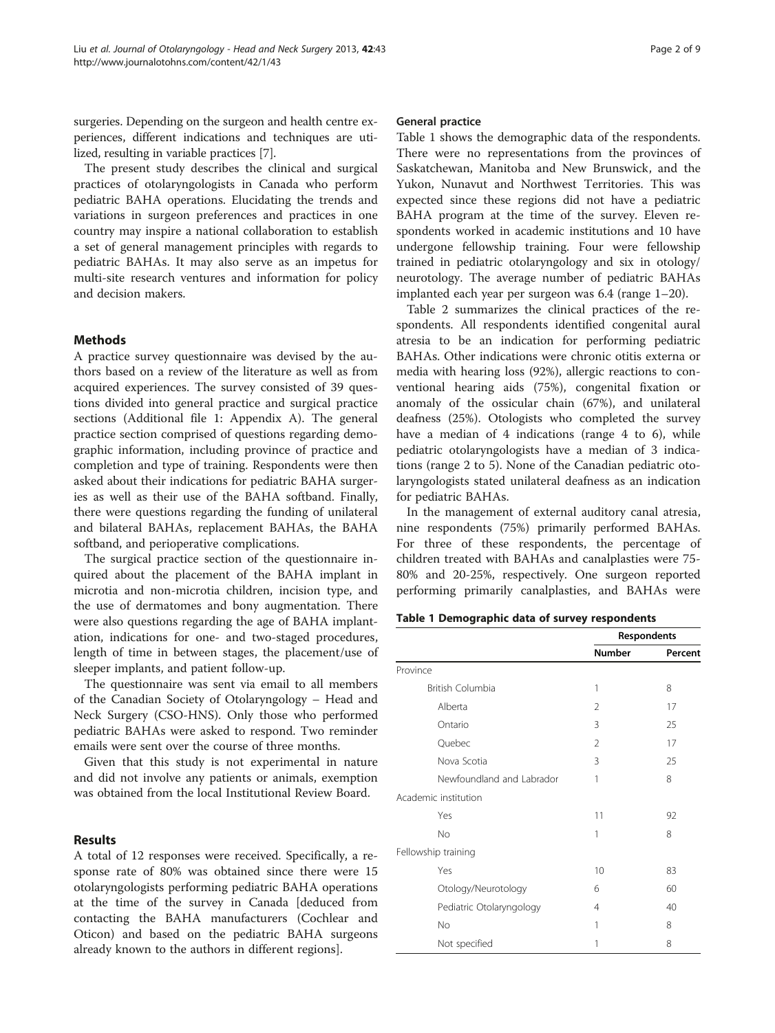surgeries. Depending on the surgeon and health centre experiences, different indications and techniques are utilized, resulting in variable practices [7].

The present study describes the clinical and surgical practices of otolaryngologists in Canada who perform pediatric BAHA operations. Elucidating the trends and variations in surgeon preferences and practices in one country may inspire a national collaboration to establish a set of general management principles with regards to pediatric BAHAs. It may also serve as an impetus for multi-site research ventures and information for policy and decision makers.

## Methods

A practice survey questionnaire was devised by the authors based on a review of the literature as well as from acquired experiences. The survey consisted of 39 questions divided into general practice and surgical practice sections (Additional file 1: Appendix A). The general practice section comprised of questions regarding demographic information, including province of practice and completion and type of training. Respondents were then asked about their indications for pediatric BAHA surgeries as well as their use of the BAHA softband. Finally, there were questions regarding the funding of unilateral and bilateral BAHAs, replacement BAHAs, the BAHA softband, and perioperative complications.

The surgical practice section of the questionnaire inquired about the placement of the BAHA implant in microtia and non-microtia children, incision type, and the use of dermatomes and bony augmentation. There were also questions regarding the age of BAHA implantation, indications for one- and two-staged procedures, length of time in between stages, the placement/use of sleeper implants, and patient follow-up.

The questionnaire was sent via email to all members of the Canadian Society of Otolaryngology – Head and Neck Surgery (CSO-HNS). Only those who performed pediatric BAHAs were asked to respond. Two reminder emails were sent over the course of three months.

Given that this study is not experimental in nature and did not involve any patients or animals, exemption was obtained from the local Institutional Review Board.

## Results

A total of 12 responses were received. Specifically, a response rate of 80% was obtained since there were 15 otolaryngologists performing pediatric BAHA operations at the time of the survey in Canada [deduced from contacting the BAHA manufacturers (Cochlear and Oticon) and based on the pediatric BAHA surgeons already known to the authors in different regions].

### General practice

Table 1 shows the demographic data of the respondents. There were no representations from the provinces of Saskatchewan, Manitoba and New Brunswick, and the Yukon, Nunavut and Northwest Territories. This was expected since these regions did not have a pediatric BAHA program at the time of the survey. Eleven respondents worked in academic institutions and 10 have undergone fellowship training. Four were fellowship trained in pediatric otolaryngology and six in otology/neurotology. The average number of pediatric BAHAs implanted each year per surgeon was 6.4 (range 1–20).

Table 2 summarizes the clinical practices of the respondents. All respondents identified congenital aural atresia to be an indication for performing pediatric BAHAs. Other indications were chronic otitis externa or media with hearing loss (92%), allergic reactions to conventional hearing aids (75%), congenital fixation or anomaly of the ossicular chain (67%), and unilateral deafness (25%). Otologists who completed the survey have a median of 4 indications (range 4 to 6), while pediatric otolaryngologists have a median of 3 indications (range 2 to 5). None of the Canadian pediatric otolaryngologists stated unilateral deafness as an indication for pediatric BAHAs.

In the management of external auditory canal atresia, nine respondents (75%) primarily performed BAHAs. For three of these respondents, the percentage of children treated with BAHAs and canalplasties were 75-80% and 20-25%, respectively. One surgeon reported performing primarily canalplasties, and BAHAs were

**Table 1 Demographic data of survey respondents**

| | Respondents | |
|---|---|---|
| | Number | Percent |
| Province | | |
| British Columbia | 1 | 8 |
| Alberta | 2 | 17 |
| Ontario | 3 | 25 |
| Quebec | 2 | 17 |
| Nova Scotia | 3 | 25 |
| Newfoundland and Labrador | 1 | 8 |
| Academic institution | | |
| Yes | 11 | 92 |
| No | 1 | 8 |
| Fellowship training | | |
| Yes | 10 | 83 |
| Otology/Neurotology | 6 | 60 |
| Pediatric Otolaryngology | 4 | 40 |
| No | 1 | 8 |
| Not specified | 1 | 8 |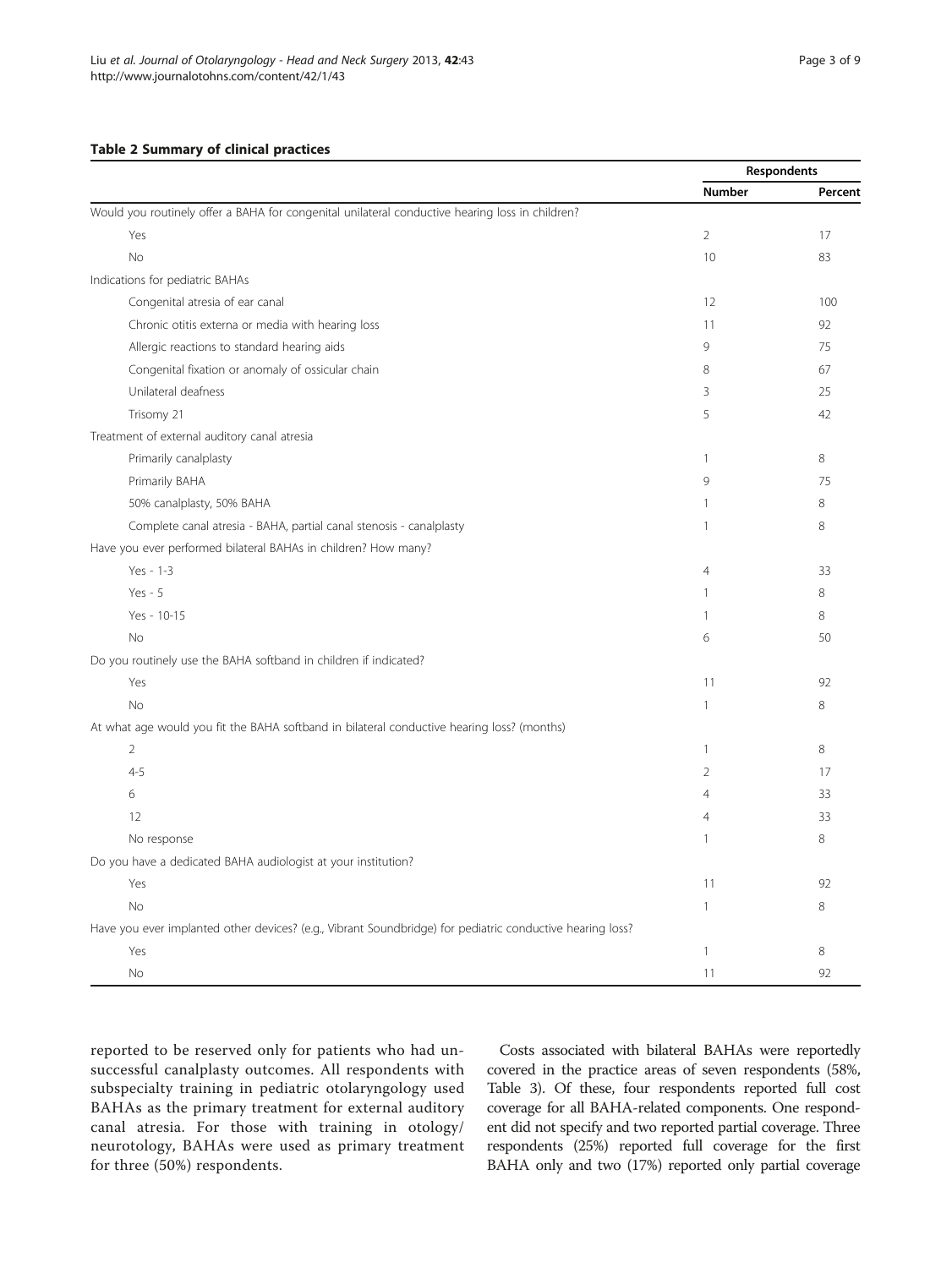**Table 2 Summary of clinical practices**

| | Respondents | |
|---|---|---|
| | Number | Percent |
| Would you routinely offer a BAHA for congenital unilateral conductive hearing loss in children? | | |
| Yes | 2 | 17 |
| No | 10 | 83 |
| Indications for pediatric BAHAs | | |
| Congenital atresia of ear canal | 12 | 100 |
| Chronic otitis externa or media with hearing loss | 11 | 92 |
| Allergic reactions to standard hearing aids | 9 | 75 |
| Congenital fixation or anomaly of ossicular chain | 8 | 67 |
| Unilateral deafness | 3 | 25 |
| Trisomy 21 | 5 | 42 |
| Treatment of external auditory canal atresia | | |
| Primarily canalplasty | 1 | 8 |
| Primarily BAHA | 9 | 75 |
| 50% canalplasty, 50% BAHA | 1 | 8 |
| Complete canal atresia - BAHA, partial canal stenosis - canalplasty | 1 | 8 |
| Have you ever performed bilateral BAHAs in children? How many? | | |
| Yes - 1-3 | 4 | 33 |
| Yes - 5 | 1 | 8 |
| Yes - 10-15 | 1 | 8 |
| No | 6 | 50 |
| Do you routinely use the BAHA softband in children if indicated? | | |
| Yes | 11 | 92 |
| No | 1 | 8 |
| At what age would you fit the BAHA softband in bilateral conductive hearing loss? (months) | | |
| 2 | 1 | 8 |
| 4-5 | 2 | 17 |
| 6 | 4 | 33 |
| 12 | 4 | 33 |
| No response | 1 | 8 |
| Do you have a dedicated BAHA audiologist at your institution? | | |
| Yes | 11 | 92 |
| No | 1 | 8 |
| Have you ever implanted other devices? (e.g., Vibrant Soundbridge) for pediatric conductive hearing loss? | | |
| Yes | 1 | 8 |
| No | 11 | 92 |

reported to be reserved only for patients who had unsuccessful canalplasty outcomes. All respondents with subspecialty training in pediatric otolaryngology used BAHAs as the primary treatment for external auditory canal atresia. For those with training in otology/neurotology, BAHAs were used as primary treatment for three (50%) respondents.

Costs associated with bilateral BAHAs were reportedly covered in the practice areas of seven respondents (58%, Table 3). Of these, four respondents reported full cost coverage for all BAHA-related components. One respondent did not specify and two reported partial coverage. Three respondents (25%) reported full coverage for the first BAHA only and two (17%) reported only partial coverage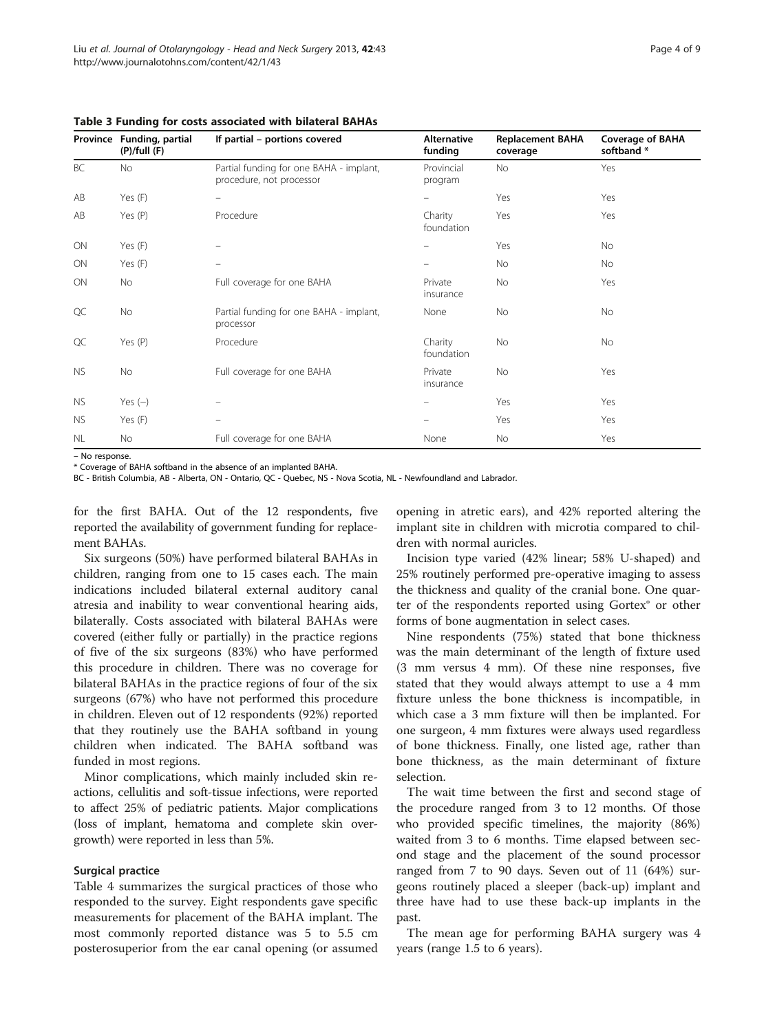**Table 3 Funding for costs associated with bilateral BAHAs**

| Province | Funding, partial (P)/full (F) | If partial – portions covered | Alternative funding | Replacement BAHA coverage | Coverage of BAHA softband * |
|---|---|---|---|---|---|
| BC | No | Partial funding for one BAHA - implant, procedure, not processor | Provincial program | No | Yes |
| AB | Yes (F) | – | – | Yes | Yes |
| AB | Yes (P) | Procedure | Charity foundation | Yes | Yes |
| ON | Yes (F) | – | – | Yes | No |
| ON | Yes (F) | – | – | No | No |
| ON | No | Full coverage for one BAHA | Private insurance | No | Yes |
| QC | No | Partial funding for one BAHA - implant, processor | None | No | No |
| QC | Yes (P) | Procedure | Charity foundation | No | No |
| NS | No | Full coverage for one BAHA | Private insurance | No | Yes |
| NS | Yes (–) | – | – | Yes | Yes |
| NS | Yes (F) | – | – | Yes | Yes |
| NL | No | Full coverage for one BAHA | None | No | Yes |

– No response.
* Coverage of BAHA softband in the absence of an implanted BAHA.
BC - British Columbia, AB - Alberta, ON - Ontario, QC - Quebec, NS - Nova Scotia, NL - Newfoundland and Labrador.

for the first BAHA. Out of the 12 respondents, five reported the availability of government funding for replacement BAHAs.

Six surgeons (50%) have performed bilateral BAHAs in children, ranging from one to 15 cases each. The main indications included bilateral external auditory canal atresia and inability to wear conventional hearing aids, bilaterally. Costs associated with bilateral BAHAs were covered (either fully or partially) in the practice regions of five of the six surgeons (83%) who have performed this procedure in children. There was no coverage for bilateral BAHAs in the practice regions of four of the six surgeons (67%) who have not performed this procedure in children. Eleven out of 12 respondents (92%) reported that they routinely use the BAHA softband in young children when indicated. The BAHA softband was funded in most regions.

Minor complications, which mainly included skin reactions, cellulitis and soft-tissue infections, were reported to affect 25% of pediatric patients. Major complications (loss of implant, hematoma and complete skin overgrowth) were reported in less than 5%.

### Surgical practice

Table 4 summarizes the surgical practices of those who responded to the survey. Eight respondents gave specific measurements for placement of the BAHA implant. The most commonly reported distance was 5 to 5.5 cm posterosuperior from the ear canal opening (or assumed opening in atretic ears), and 42% reported altering the implant site in children with microtia compared to children with normal auricles.

Incision type varied (42% linear; 58% U-shaped) and 25% routinely performed pre-operative imaging to assess the thickness and quality of the cranial bone. One quarter of the respondents reported using Gortex® or other forms of bone augmentation in select cases.

Nine respondents (75%) stated that bone thickness was the main determinant of the length of fixture used (3 mm versus 4 mm). Of these nine responses, five stated that they would always attempt to use a 4 mm fixture unless the bone thickness is incompatible, in which case a 3 mm fixture will then be implanted. For one surgeon, 4 mm fixtures were always used regardless of bone thickness. Finally, one listed age, rather than bone thickness, as the main determinant of fixture selection.

The wait time between the first and second stage of the procedure ranged from 3 to 12 months. Of those who provided specific timelines, the majority (86%) waited from 3 to 6 months. Time elapsed between second stage and the placement of the sound processor ranged from 7 to 90 days. Seven out of 11 (64%) surgeons routinely placed a sleeper (back-up) implant and three have had to use these back-up implants in the past.

The mean age for performing BAHA surgery was 4 years (range 1.5 to 6 years).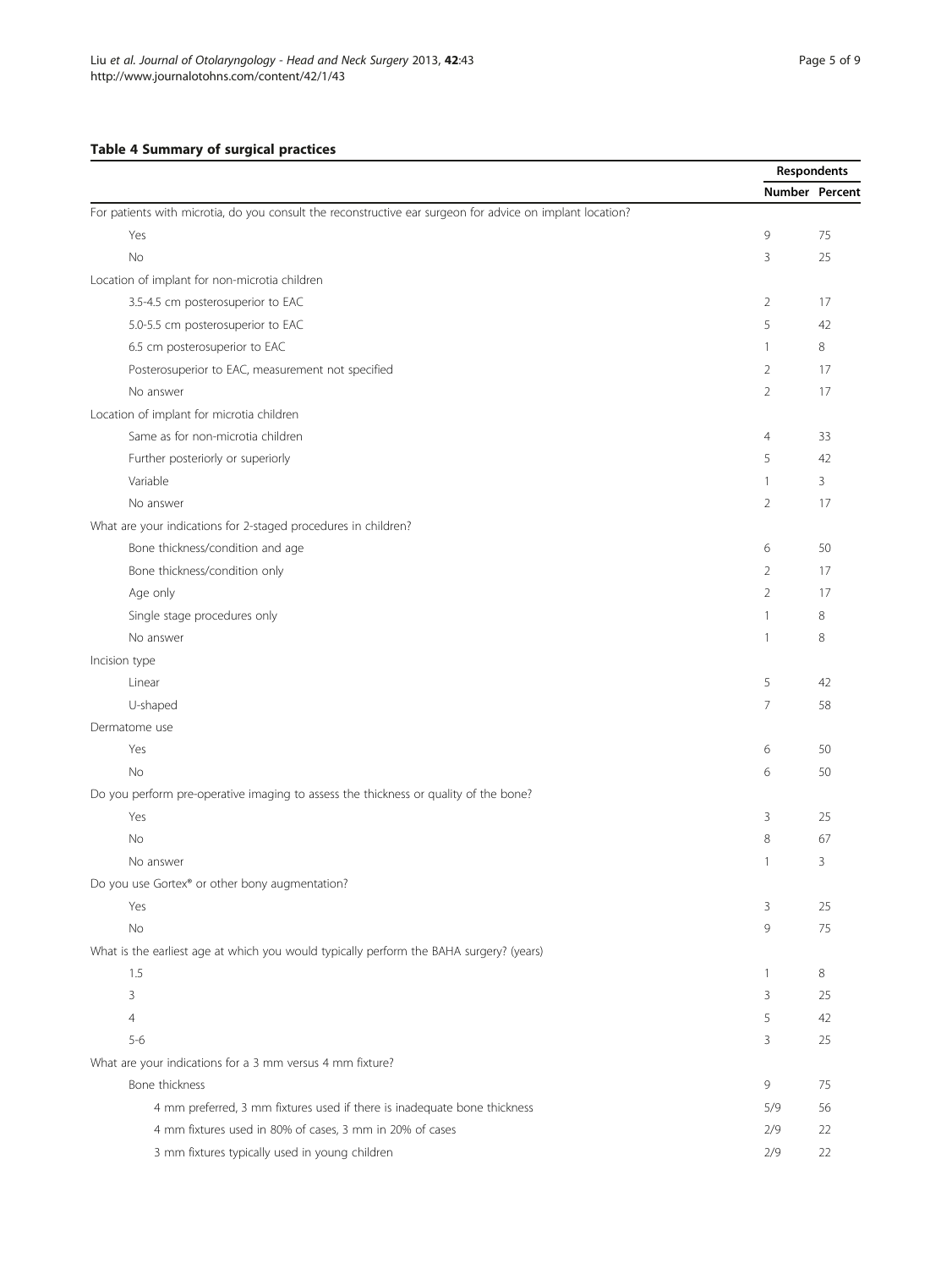**Table 4 Summary of surgical practices**

| | Respondents | |
|---|---|---|
| | Number | Percent |
| For patients with microtia, do you consult the reconstructive ear surgeon for advice on implant location? | | |
| Yes | 9 | 75 |
| No | 3 | 25 |
| Location of implant for non-microtia children | | |
| 3.5-4.5 cm posterosuperior to EAC | 2 | 17 |
| 5.0-5.5 cm posterosuperior to EAC | 5 | 42 |
| 6.5 cm posterosuperior to EAC | 1 | 8 |
| Posterosuperior to EAC, measurement not specified | 2 | 17 |
| No answer | 2 | 17 |
| Location of implant for microtia children | | |
| Same as for non-microtia children | 4 | 33 |
| Further posteriorly or superiorly | 5 | 42 |
| Variable | 1 | 3 |
| No answer | 2 | 17 |
| What are your indications for 2-staged procedures in children? | | |
| Bone thickness/condition and age | 6 | 50 |
| Bone thickness/condition only | 2 | 17 |
| Age only | 2 | 17 |
| Single stage procedures only | 1 | 8 |
| No answer | 1 | 8 |
| Incision type | | |
| Linear | 5 | 42 |
| U-shaped | 7 | 58 |
| Dermatome use | | |
| Yes | 6 | 50 |
| No | 6 | 50 |
| Do you perform pre-operative imaging to assess the thickness or quality of the bone? | | |
| Yes | 3 | 25 |
| No | 8 | 67 |
| No answer | 1 | 3 |
| Do you use Gortex® or other bony augmentation? | | |
| Yes | 3 | 25 |
| No | 9 | 75 |
| What is the earliest age at which you would typically perform the BAHA surgery? (years) | | |
| 1.5 | 1 | 8 |
| 3 | 3 | 25 |
| 4 | 5 | 42 |
| 5-6 | 3 | 25 |
| What are your indications for a 3 mm versus 4 mm fixture? | | |
| Bone thickness | 9 | 75 |
| 4 mm preferred, 3 mm fixtures used if there is inadequate bone thickness | 5/9 | 56 |
| 4 mm fixtures used in 80% of cases, 3 mm in 20% of cases | 2/9 | 22 |
| 3 mm fixtures typically used in young children | 2/9 | 22 |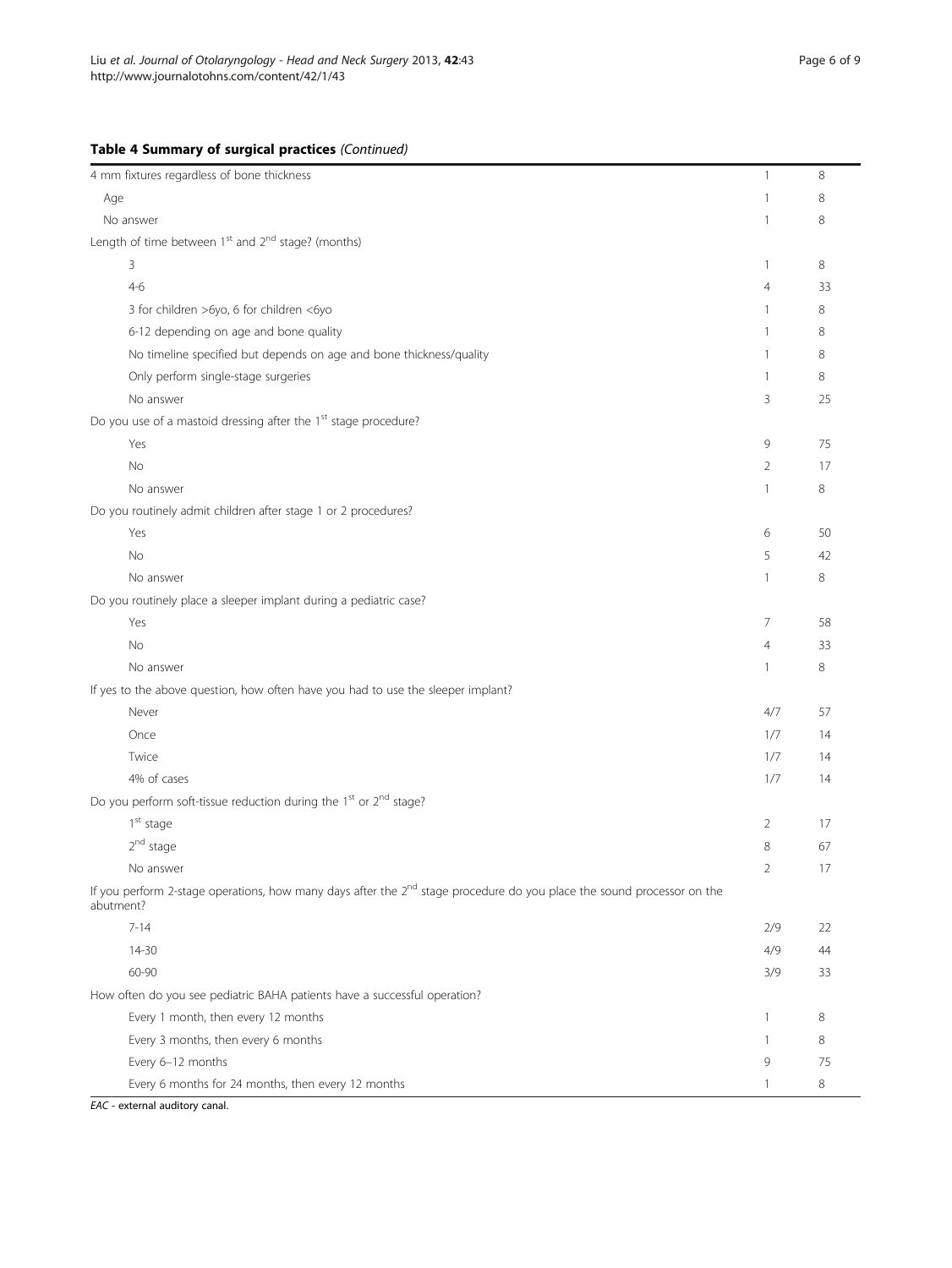**Table 4 Summary of surgical practices** *(Continued)*

| | | |
|---|---|---|
| 4 mm fixtures regardless of bone thickness | 1 | 8 |
| Age | 1 | 8 |
| No answer | 1 | 8 |
| Length of time between 1st and 2nd stage? (months) | | |
| 3 | 1 | 8 |
| 4-6 | 4 | 33 |
| 3 for children >6yo, 6 for children <6yo | 1 | 8 |
| 6-12 depending on age and bone quality | 1 | 8 |
| No timeline specified but depends on age and bone thickness/quality | 1 | 8 |
| Only perform single-stage surgeries | 1 | 8 |
| No answer | 3 | 25 |
| Do you use of a mastoid dressing after the 1st stage procedure? | | |
| Yes | 9 | 75 |
| No | 2 | 17 |
| No answer | 1 | 8 |
| Do you routinely admit children after stage 1 or 2 procedures? | | |
| Yes | 6 | 50 |
| No | 5 | 42 |
| No answer | 1 | 8 |
| Do you routinely place a sleeper implant during a pediatric case? | | |
| Yes | 7 | 58 |
| No | 4 | 33 |
| No answer | 1 | 8 |
| If yes to the above question, how often have you had to use the sleeper implant? | | |
| Never | 4/7 | 57 |
| Once | 1/7 | 14 |
| Twice | 1/7 | 14 |
| 4% of cases | 1/7 | 14 |
| Do you perform soft-tissue reduction during the 1st or 2nd stage? | | |
| 1st stage | 2 | 17 |
| 2nd stage | 8 | 67 |
| No answer | 2 | 17 |
| If you perform 2-stage operations, how many days after the 2nd stage procedure do you place the sound processor on the abutment? | | |
| 7-14 | 2/9 | 22 |
| 14-30 | 4/9 | 44 |
| 60-90 | 3/9 | 33 |
| How often do you see pediatric BAHA patients have a successful operation? | | |
| Every 1 month, then every 12 months | 1 | 8 |
| Every 3 months, then every 6 months | 1 | 8 |
| Every 6–12 months | 9 | 75 |
| Every 6 months for 24 months, then every 12 months | 1 | 8 |

*EAC* - external auditory canal.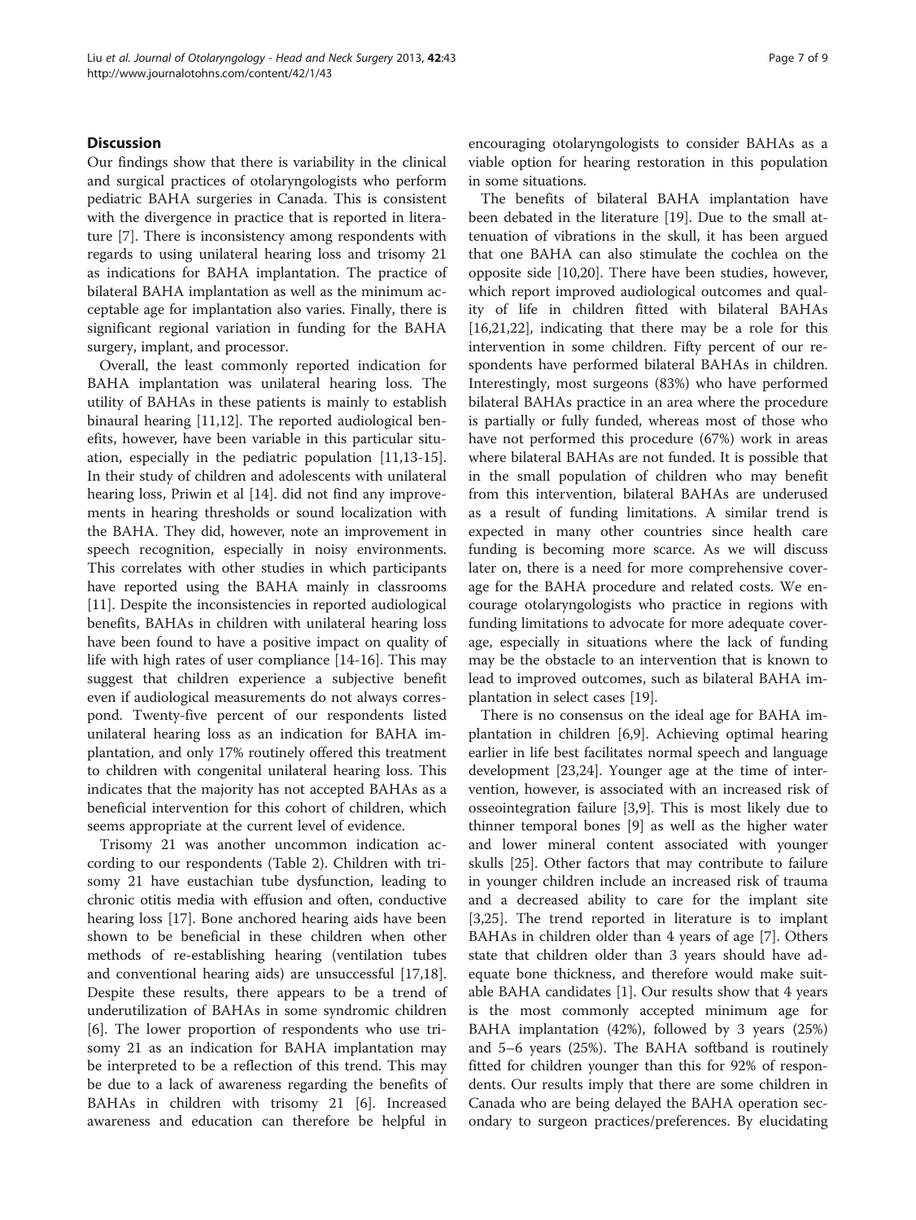## Discussion

Our findings show that there is variability in the clinical and surgical practices of otolaryngologists who perform pediatric BAHA surgeries in Canada. This is consistent with the divergence in practice that is reported in literature [7]. There is inconsistency among respondents with regards to using unilateral hearing loss and trisomy 21 as indications for BAHA implantation. The practice of bilateral BAHA implantation as well as the minimum acceptable age for implantation also varies. Finally, there is significant regional variation in funding for the BAHA surgery, implant, and processor.

Overall, the least commonly reported indication for BAHA implantation was unilateral hearing loss. The utility of BAHAs in these patients is mainly to establish binaural hearing [11,12]. The reported audiological benefits, however, have been variable in this particular situation, especially in the pediatric population [11,13-15]. In their study of children and adolescents with unilateral hearing loss, Priwin et al [14]. did not find any improvements in hearing thresholds or sound localization with the BAHA. They did, however, note an improvement in speech recognition, especially in noisy environments. This correlates with other studies in which participants have reported using the BAHA mainly in classrooms [11]. Despite the inconsistencies in reported audiological benefits, BAHAs in children with unilateral hearing loss have been found to have a positive impact on quality of life with high rates of user compliance [14-16]. This may suggest that children experience a subjective benefit even if audiological measurements do not always correspond. Twenty-five percent of our respondents listed unilateral hearing loss as an indication for BAHA implantation, and only 17% routinely offered this treatment to children with congenital unilateral hearing loss. This indicates that the majority has not accepted BAHAs as a beneficial intervention for this cohort of children, which seems appropriate at the current level of evidence.

Trisomy 21 was another uncommon indication according to our respondents (Table 2). Children with trisomy 21 have eustachian tube dysfunction, leading to chronic otitis media with effusion and often, conductive hearing loss [17]. Bone anchored hearing aids have been shown to be beneficial in these children when other methods of re-establishing hearing (ventilation tubes and conventional hearing aids) are unsuccessful [17,18]. Despite these results, there appears to be a trend of underutilization of BAHAs in some syndromic children [6]. The lower proportion of respondents who use trisomy 21 as an indication for BAHA implantation may be interpreted to be a reflection of this trend. This may be due to a lack of awareness regarding the benefits of BAHAs in children with trisomy 21 [6]. Increased awareness and education can therefore be helpful in encouraging otolaryngologists to consider BAHAs as a viable option for hearing restoration in this population in some situations.

The benefits of bilateral BAHA implantation have been debated in the literature [19]. Due to the small attenuation of vibrations in the skull, it has been argued that one BAHA can also stimulate the cochlea on the opposite side [10,20]. There have been studies, however, which report improved audiological outcomes and quality of life in children fitted with bilateral BAHAs [16,21,22], indicating that there may be a role for this intervention in some children. Fifty percent of our respondents have performed bilateral BAHAs in children. Interestingly, most surgeons (83%) who have performed bilateral BAHAs practice in an area where the procedure is partially or fully funded, whereas most of those who have not performed this procedure (67%) work in areas where bilateral BAHAs are not funded. It is possible that in the small population of children who may benefit from this intervention, bilateral BAHAs are underused as a result of funding limitations. A similar trend is expected in many other countries since health care funding is becoming more scarce. As we will discuss later on, there is a need for more comprehensive coverage for the BAHA procedure and related costs. We encourage otolaryngologists who practice in regions with funding limitations to advocate for more adequate coverage, especially in situations where the lack of funding may be the obstacle to an intervention that is known to lead to improved outcomes, such as bilateral BAHA implantation in select cases [19].

There is no consensus on the ideal age for BAHA implantation in children [6,9]. Achieving optimal hearing earlier in life best facilitates normal speech and language development [23,24]. Younger age at the time of intervention, however, is associated with an increased risk of osseointegration failure [3,9]. This is most likely due to thinner temporal bones [9] as well as the higher water and lower mineral content associated with younger skulls [25]. Other factors that may contribute to failure in younger children include an increased risk of trauma and a decreased ability to care for the implant site [3,25]. The trend reported in literature is to implant BAHAs in children older than 4 years of age [7]. Others state that children older than 3 years should have adequate bone thickness, and therefore would make suitable BAHA candidates [1]. Our results show that 4 years is the most commonly accepted minimum age for BAHA implantation (42%), followed by 3 years (25%) and 5–6 years (25%). The BAHA softband is routinely fitted for children younger than this for 92% of respondents. Our results imply that there are some children in Canada who are being delayed the BAHA operation secondary to surgeon practices/preferences. By elucidating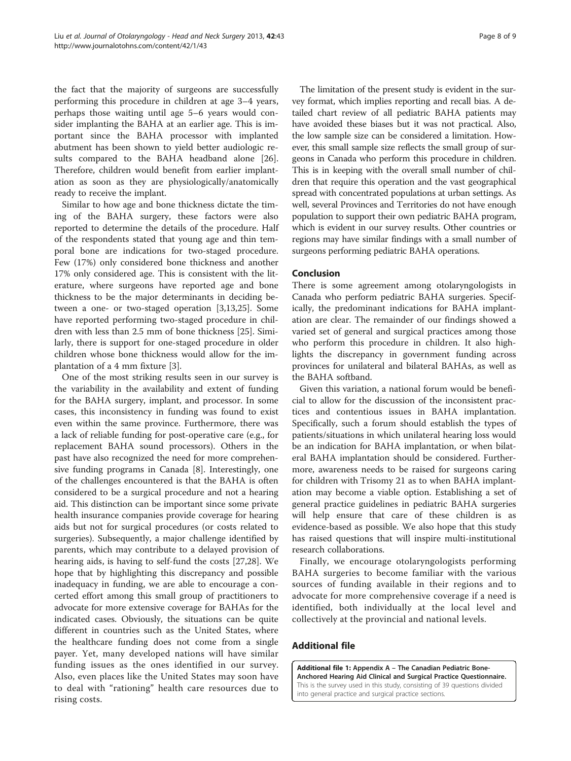the fact that the majority of surgeons are successfully performing this procedure in children at age 3–4 years, perhaps those waiting until age 5–6 years would consider implanting the BAHA at an earlier age. This is important since the BAHA processor with implanted abutment has been shown to yield better audiologic results compared to the BAHA headband alone [26]. Therefore, children would benefit from earlier implantation as soon as they are physiologically/anatomically ready to receive the implant.

Similar to how age and bone thickness dictate the timing of the BAHA surgery, these factors were also reported to determine the details of the procedure. Half of the respondents stated that young age and thin temporal bone are indications for two-staged procedure. Few (17%) only considered bone thickness and another 17% only considered age. This is consistent with the literature, where surgeons have reported age and bone thickness to be the major determinants in deciding between a one- or two-staged operation [3,13,25]. Some have reported performing two-staged procedure in children with less than 2.5 mm of bone thickness [25]. Similarly, there is support for one-staged procedure in older children whose bone thickness would allow for the implantation of a 4 mm fixture [3].

One of the most striking results seen in our survey is the variability in the availability and extent of funding for the BAHA surgery, implant, and processor. In some cases, this inconsistency in funding was found to exist even within the same province. Furthermore, there was a lack of reliable funding for post-operative care (e.g., for replacement BAHA sound processors). Others in the past have also recognized the need for more comprehensive funding programs in Canada [8]. Interestingly, one of the challenges encountered is that the BAHA is often considered to be a surgical procedure and not a hearing aid. This distinction can be important since some private health insurance companies provide coverage for hearing aids but not for surgical procedures (or costs related to surgeries). Subsequently, a major challenge identified by parents, which may contribute to a delayed provision of hearing aids, is having to self-fund the costs [27,28]. We hope that by highlighting this discrepancy and possible inadequacy in funding, we are able to encourage a concerted effort among this small group of practitioners to advocate for more extensive coverage for BAHAs for the indicated cases. Obviously, the situations can be quite different in countries such as the United States, where the healthcare funding does not come from a single payer. Yet, many developed nations will have similar funding issues as the ones identified in our survey. Also, even places like the United States may soon have to deal with "rationing" health care resources due to rising costs.

The limitation of the present study is evident in the survey format, which implies reporting and recall bias. A detailed chart review of all pediatric BAHA patients may have avoided these biases but it was not practical. Also, the low sample size can be considered a limitation. However, this small sample size reflects the small group of surgeons in Canada who perform this procedure in children. This is in keeping with the overall small number of children that require this operation and the vast geographical spread with concentrated populations at urban settings. As well, several Provinces and Territories do not have enough population to support their own pediatric BAHA program, which is evident in our survey results. Other countries or regions may have similar findings with a small number of surgeons performing pediatric BAHA operations.

## Conclusion

There is some agreement among otolaryngologists in Canada who perform pediatric BAHA surgeries. Specifically, the predominant indications for BAHA implantation are clear. The remainder of our findings showed a varied set of general and surgical practices among those who perform this procedure in children. It also highlights the discrepancy in government funding across provinces for unilateral and bilateral BAHAs, as well as the BAHA softband.

Given this variation, a national forum would be beneficial to allow for the discussion of the inconsistent practices and contentious issues in BAHA implantation. Specifically, such a forum should establish the types of patients/situations in which unilateral hearing loss would be an indication for BAHA implantation, or when bilateral BAHA implantation should be considered. Furthermore, awareness needs to be raised for surgeons caring for children with Trisomy 21 as to when BAHA implantation may become a viable option. Establishing a set of general practice guidelines in pediatric BAHA surgeries will help ensure that care of these children is as evidence-based as possible. We also hope that this study has raised questions that will inspire multi-institutional research collaborations.

Finally, we encourage otolaryngologists performing BAHA surgeries to become familiar with the various sources of funding available in their regions and to advocate for more comprehensive coverage if a need is identified, both individually at the local level and collectively at the provincial and national levels.

## Additional file

**Additional file 1: Appendix A – The Canadian Pediatric Bone-Anchored Hearing Aid Clinical and Surgical Practice Questionnaire.** This is the survey used in this study, consisting of 39 questions divided into general practice and surgical practice sections.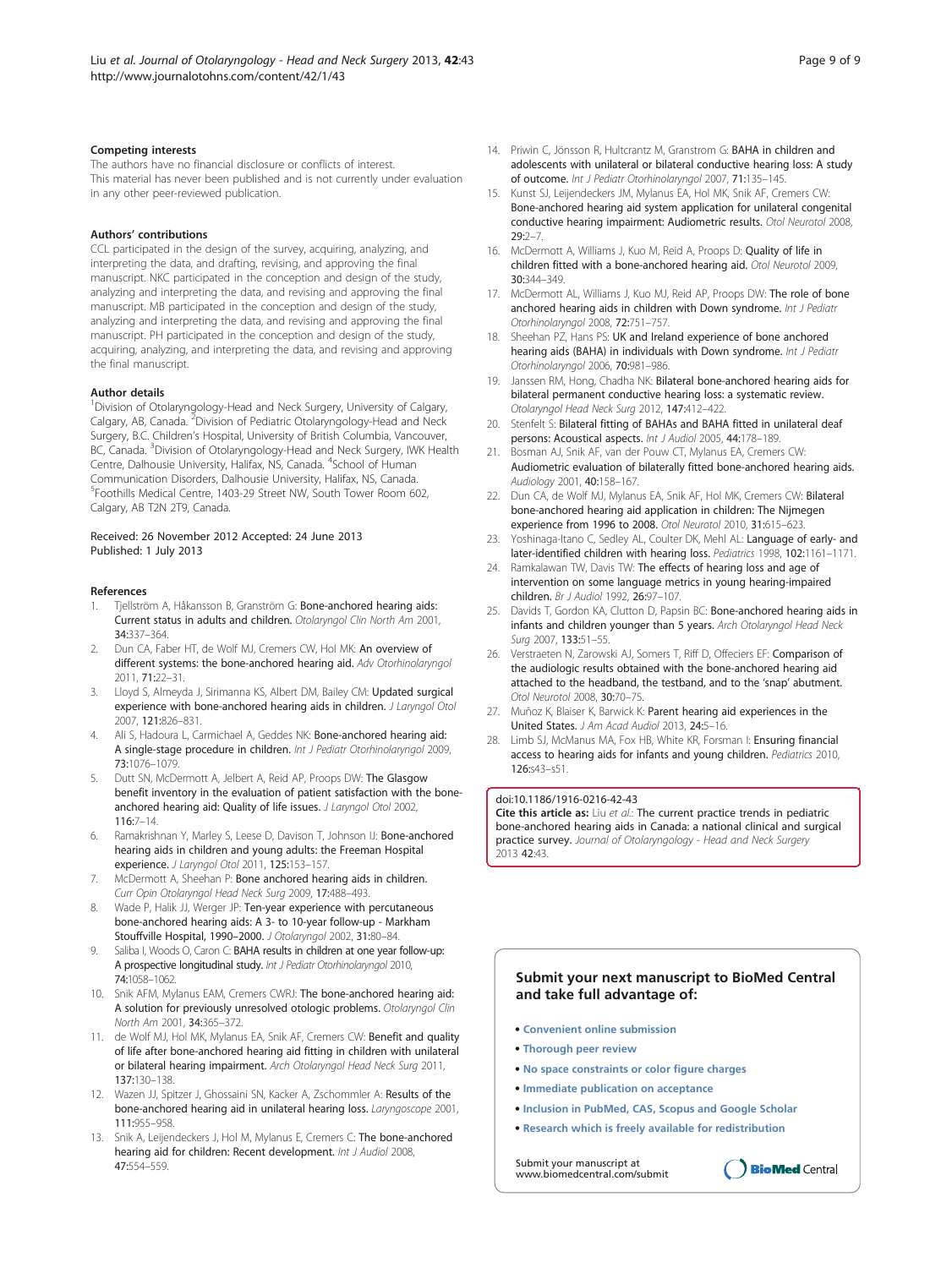### Competing interests

The authors have no financial disclosure or conflicts of interest.
This material has never been published and is not currently under evaluation in any other peer-reviewed publication.

### Authors' contributions

CCL participated in the design of the survey, acquiring, analyzing, and interpreting the data, and drafting, revising, and approving the final manuscript. NKC participated in the conception and design of the study, analyzing and interpreting the data, and revising and approving the final manuscript. MB participated in the conception and design of the study, analyzing and interpreting the data, and revising and approving the final manuscript. PH participated in the conception and design of the study, acquiring, analyzing, and interpreting the data, and revising and approving the final manuscript.

### Author details

[1]Division of Otolaryngology-Head and Neck Surgery, University of Calgary, Calgary, AB, Canada. [2]Division of Pediatric Otolaryngology-Head and Neck Surgery, B.C. Children's Hospital, University of British Columbia, Vancouver, BC, Canada. [3]Division of Otolaryngology-Head and Neck Surgery, IWK Health Centre, Dalhousie University, Halifax, NS, Canada. [4]School of Human Communication Disorders, Dalhousie University, Halifax, NS, Canada. [5]Foothills Medical Centre, 1403-29 Street NW, South Tower Room 602, Calgary, AB T2N 2T9, Canada.

Received: 26 November 2012 Accepted: 24 June 2013
Published: 1 July 2013

### References

1. Tjellström A, Håkansson B, Granström G: **Bone-anchored hearing aids: Current status in adults and children.** *Otolaryngol Clin North Am* 2001, **34**:337–364.
2. Dun CA, Faber HT, de Wolf MJ, Cremers CW, Hol MK: **An overview of different systems: the bone-anchored hearing aid.** *Adv Otorhinolaryngol* 2011, **71**:22–31.
3. Lloyd S, Almeyda J, Sirimanna KS, Albert DM, Bailey CM: **Updated surgical experience with bone-anchored hearing aids in children.** *J Laryngol Otol* 2007, **121**:826–831.
4. Ali S, Hadoura L, Carmichael A, Geddes NK: **Bone-anchored hearing aid: A single-stage procedure in children.** *Int J Pediatr Otorhinolaryngol* 2009, **73**:1076–1079.
5. Dutt SN, McDermott A, Jelbert A, Reid AP, Proops DW: **The Glasgow benefit inventory in the evaluation of patient satisfaction with the bone-anchored hearing aid: Quality of life issues.** *J Laryngol Otol* 2002, **116**:7–14.
6. Ramakrishnan Y, Marley S, Leese D, Davison T, Johnson IJ: **Bone-anchored hearing aids in children and young adults: the Freeman Hospital experience.** *J Laryngol Otol* 2011, **125**:153–157.
7. McDermott A, Sheehan P: **Bone anchored hearing aids in children.** *Curr Opin Otolaryngol Head Neck Surg* 2009, **17**:488–493.
8. Wade P, Halik JJ, Werger JP: **Ten-year experience with percutaneous bone-anchored hearing aids: A 3- to 10-year follow-up - Markham Stouffville Hospital, 1990–2000.** *J Otolaryngol* 2002, **31**:80–84.
9. Saliba I, Woods O, Caron C: **BAHA results in children at one year follow-up: A prospective longitudinal study.** *Int J Pediatr Otorhinolaryngol* 2010, **74**:1058–1062.
10. Snik AFM, Mylanus EAM, Cremers CWRJ: **The bone-anchored hearing aid: A solution for previously unresolved otologic problems.** *Otolaryngol Clin North Am* 2001, **34**:365–372.
11. de Wolf MJ, Hol MK, Mylanus EA, Snik AF, Cremers CW: **Benefit and quality of life after bone-anchored hearing aid fitting in children with unilateral or bilateral hearing impairment.** *Arch Otolaryngol Head Neck Surg* 2011, **137**:130–138.
12. Wazen JJ, Spitzer J, Ghossaini SN, Kacker A, Zschommler A: **Results of the bone-anchored hearing aid in unilateral hearing loss.** *Laryngoscope* 2001, **111**:955–958.
13. Snik A, Leijendeckers J, Hol M, Mylanus E, Cremers C: **The bone-anchored hearing aid for children: Recent development.** *Int J Audiol* 2008, **47**:554–559.
14. Priwin C, Jönsson R, Hultcrantz M, Granstrom G: **BAHA in children and adolescents with unilateral or bilateral conductive hearing loss: A study of outcome.** *Int J Pediatr Otorhinolaryngol* 2007, **71**:135–145.
15. Kunst SJ, Leijendeckers JM, Mylanus EA, Hol MK, Snik AF, Cremers CW: **Bone-anchored hearing aid system application for unilateral congenital conductive hearing impairment: Audiometric results.** *Otol Neurotol* 2008, **29**:2–7.
16. McDermott A, Williams J, Kuo M, Reid A, Proops D: **Quality of life in children fitted with a bone-anchored hearing aid.** *Otol Neurotol* 2009, **30**:344–349.
17. McDermott AL, Williams J, Kuo MJ, Reid AP, Proops DW: **The role of bone anchored hearing aids in children with Down syndrome.** *Int J Pediatr Otorhinolaryngol* 2008, **72**:751–757.
18. Sheehan PZ, Hans PS: **UK and Ireland experience of bone anchored hearing aids (BAHA) in individuals with Down syndrome.** *Int J Pediatr Otorhinolaryngol* 2006, **70**:981–986.
19. Janssen RM, Hong, Chadha NK: **Bilateral bone-anchored hearing aids for bilateral permanent conductive hearing loss: a systematic review.** *Otolaryngol Head Neck Surg* 2012, **147**:412–422.
20. Stenfelt S: **Bilateral fitting of BAHAs and BAHA fitted in unilateral deaf persons: Acoustical aspects.** *Int J Audiol* 2005, **44**:178–189.
21. Bosman AJ, Snik AF, van der Pouw CT, Mylanus EA, Cremers CW: **Audiometric evaluation of bilaterally fitted bone-anchored hearing aids.** *Audiology* 2001, **40**:158–167.
22. Dun CA, de Wolf MJ, Mylanus EA, Snik AF, Hol MK, Cremers CW: **Bilateral bone-anchored hearing aid application in children: The Nijmegen experience from 1996 to 2008.** *Otol Neurotol* 2010, **31**:615–623.
23. Yoshinaga-Itano C, Sedley AL, Coulter DK, Mehl AL: **Language of early- and later-identified children with hearing loss.** *Pediatrics* 1998, **102**:1161–1171.
24. Ramkalawan TW, Davis TW: **The effects of hearing loss and age of intervention on some language metrics in young hearing-impaired children.** *Br J Audiol* 1992, **26**:97–107.
25. Davids T, Gordon KA, Clutton D, Papsin BC: **Bone-anchored hearing aids in infants and children younger than 5 years.** *Arch Otolaryngol Head Neck Surg* 2007, **133**:51–55.
26. Verstraeten N, Zarowski AJ, Somers T, Riff D, Offeciers EF: **Comparison of the audiologic results obtained with the bone-anchored hearing aid attached to the headband, the testband, and to the 'snap' abutment.** *Otol Neurotol* 2008, **30**:70–75.
27. Muñoz K, Blaiser K, Barwick K: **Parent hearing aid experiences in the United States.** *J Am Acad Audiol* 2013, **24**:5–16.
28. Limb SJ, McManus MA, Fox HB, White KR, Forsman I: **Ensuring financial access to hearing aids for infants and young children.** *Pediatrics* 2010, **126**:s43–s51.

doi:10.1186/1916-0216-42-43
**Cite this article as:** Liu *et al.*: The current practice trends in pediatric bone-anchored hearing aids in Canada: a national clinical and surgical practice survey. *Journal of Otolaryngology - Head and Neck Surgery* 2013 **42**:43.

**Submit your next manuscript to BioMed Central and take full advantage of:**

- **Convenient online submission**
- **Thorough peer review**
- **No space constraints or color figure charges**
- **Immediate publication on acceptance**
- **Inclusion in PubMed, CAS, Scopus and Google Scholar**
- **Research which is freely available for redistribution**

Submit your manuscript at
www.biomedcentral.com/submit